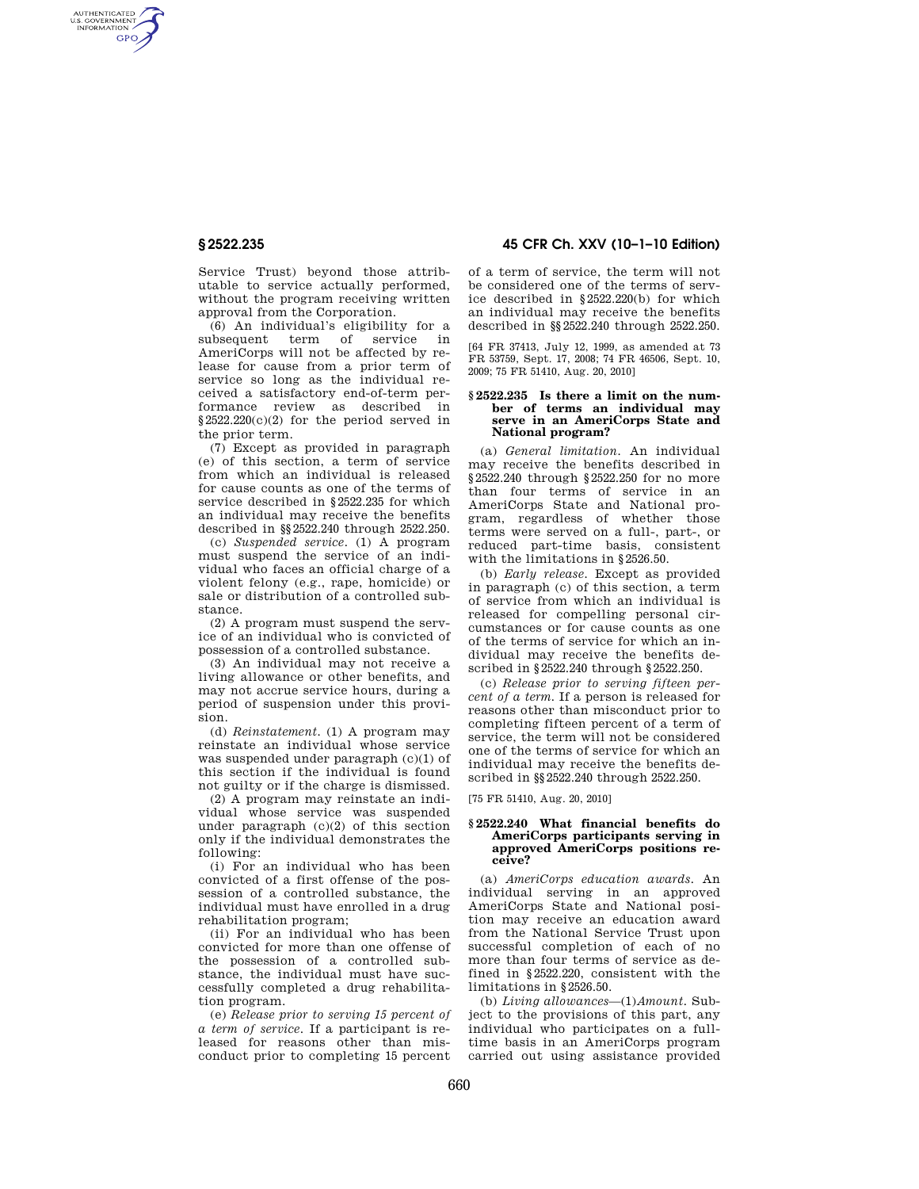Service Trust) beyond those attributable to service actually performed, without the program receiving written approval from the Corporation.

(6) An individual's eligibility for a subsequent term of service in AmeriCorps will not be affected by release for cause from a prior term of service so long as the individual received a satisfactory end-of-term performance review as described in §2522.220(c)(2) for the period served in the prior term.

(7) Except as provided in paragraph (e) of this section, a term of service from which an individual is released for cause counts as one of the terms of service described in §2522.235 for which an individual may receive the benefits described in §§2522.240 through 2522.250.

(c) *Suspended service.* (1) A program must suspend the service of an individual who faces an official charge of a violent felony (e.g., rape, homicide) or sale or distribution of a controlled substance.

(2) A program must suspend the service of an individual who is convicted of possession of a controlled substance.

(3) An individual may not receive a living allowance or other benefits, and may not accrue service hours, during a period of suspension under this provision.

(d) *Reinstatement.* (1) A program may reinstate an individual whose service was suspended under paragraph (c)(1) of this section if the individual is found not guilty or if the charge is dismissed.

(2) A program may reinstate an individual whose service was suspended under paragraph (c)(2) of this section only if the individual demonstrates the following:

(i) For an individual who has been convicted of a first offense of the possession of a controlled substance, the individual must have enrolled in a drug rehabilitation program;

(ii) For an individual who has been convicted for more than one offense of the possession of a controlled substance, the individual must have successfully completed a drug rehabilitation program.

(e) *Release prior to serving 15 percent of a term of service.* If a participant is released for reasons other than misconduct prior to completing 15 percent of a term of service, the term will not be considered one of the terms of service described in §2522.220(b) for which an individual may receive the benefits described in §§2522.240 through 2522.250.

[64 FR 37413, July 12, 1999, as amended at 73 FR 53759, Sept. 17, 2008; 74 FR 46506, Sept. 10, 2009; 75 FR 51410, Aug. 20, 2010]

### §2522.235 Is there a limit on the number of terms an individual may serve in an AmeriCorps State and National program?

(a) *General limitation.* An individual may receive the benefits described in §2522.240 through §2522.250 for no more than four terms of service in an AmeriCorps State and National program, regardless of whether those terms were served on a full-, part-, or reduced part-time basis, consistent with the limitations in §2526.50.

(b) *Early release.* Except as provided in paragraph (c) of this section, a term of service from which an individual is released for compelling personal circumstances or for cause counts as one of the terms of service for which an individual may receive the benefits described in §2522.240 through §2522.250.

(c) *Release prior to serving fifteen percent of a term.* If a person is released for reasons other than misconduct prior to completing fifteen percent of a term of service, the term will not be considered one of the terms of service for which an individual may receive the benefits described in §§2522.240 through 2522.250.

[75 FR 51410, Aug. 20, 2010]

### §2522.240 What financial benefits do AmeriCorps participants serving in approved AmeriCorps positions receive?

(a) *AmeriCorps education awards.* An individual serving in an approved AmeriCorps State and National position may receive an education award from the National Service Trust upon successful completion of each of no more than four terms of service as defined in §2522.220, consistent with the limitations in §2526.50.

(b) *Living allowances*—(1) *Amount.* Subject to the provisions of this part, any individual who participates on a full-time basis in an AmeriCorps program carried out using assistance provided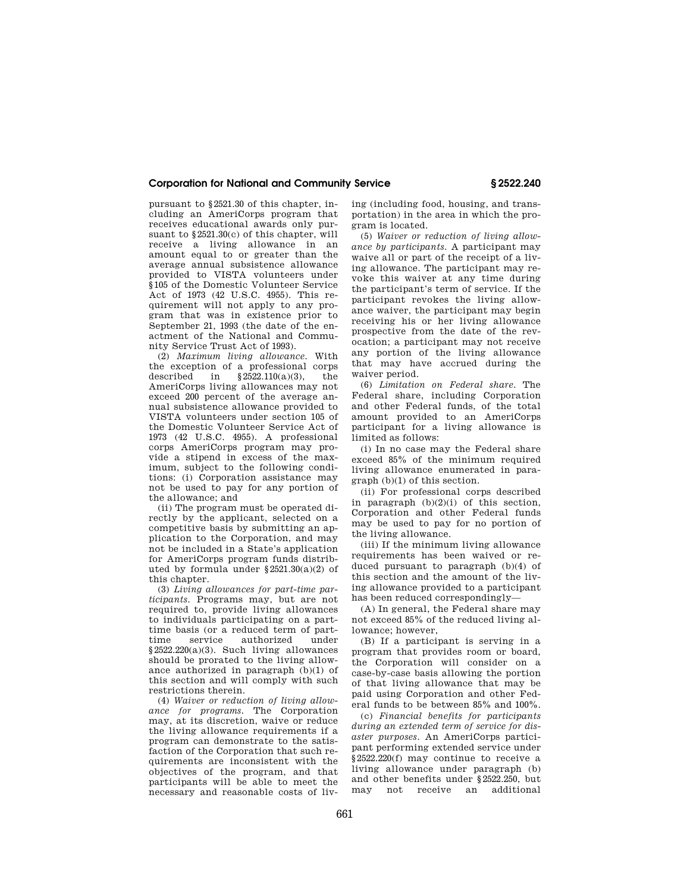pursuant to §2521.30 of this chapter, including an AmeriCorps program that receives educational awards only pursuant to §2521.30(c) of this chapter, will receive a living allowance in an amount equal to or greater than the average annual subsistence allowance provided to VISTA volunteers under §105 of the Domestic Volunteer Service Act of 1973 (42 U.S.C. 4955). This requirement will not apply to any program that was in existence prior to September 21, 1993 (the date of the enactment of the National and Community Service Trust Act of 1993).

(2) *Maximum living allowance.* With the exception of a professional corps described in §2522.110(a)(3), the AmeriCorps living allowances may not exceed 200 percent of the average annual subsistence allowance provided to VISTA volunteers under section 105 of the Domestic Volunteer Service Act of 1973 (42 U.S.C. 4955). A professional corps AmeriCorps program may provide a stipend in excess of the maximum, subject to the following conditions: (i) Corporation assistance may not be used to pay for any portion of the allowance; and

(ii) The program must be operated directly by the applicant, selected on a competitive basis by submitting an application to the Corporation, and may not be included in a State's application for AmeriCorps program funds distributed by formula under §2521.30(a)(2) of this chapter.

(3) *Living allowances for part-time participants.* Programs may, but are not required to, provide living allowances to individuals participating on a part-time basis (or a reduced term of part-time service authorized under §2522.220(a)(3). Such living allowances should be prorated to the living allowance authorized in paragraph (b)(1) of this section and will comply with such restrictions therein.

(4) *Waiver or reduction of living allowance for programs.* The Corporation may, at its discretion, waive or reduce the living allowance requirements if a program can demonstrate to the satisfaction of the Corporation that such requirements are inconsistent with the objectives of the program, and that participants will be able to meet the necessary and reasonable costs of living (including food, housing, and transportation) in the area in which the program is located.

(5) *Waiver or reduction of living allowance by participants.* A participant may waive all or part of the receipt of a living allowance. The participant may revoke this waiver at any time during the participant's term of service. If the participant revokes the living allowance waiver, the participant may begin receiving his or her living allowance prospective from the date of the revocation; a participant may not receive any portion of the living allowance that may have accrued during the waiver period.

(6) *Limitation on Federal share.* The Federal share, including Corporation and other Federal funds, of the total amount provided to an AmeriCorps participant for a living allowance is limited as follows:

(i) In no case may the Federal share exceed 85% of the minimum required living allowance enumerated in paragraph (b)(1) of this section.

(ii) For professional corps described in paragraph (b)(2)(i) of this section, Corporation and other Federal funds may be used to pay for no portion of the living allowance.

(iii) If the minimum living allowance requirements has been waived or reduced pursuant to paragraph (b)(4) of this section and the amount of the living allowance provided to a participant has been reduced correspondingly—

(A) In general, the Federal share may not exceed 85% of the reduced living allowance; however,

(B) If a participant is serving in a program that provides room or board, the Corporation will consider on a case-by-case basis allowing the portion of that living allowance that may be paid using Corporation and other Federal funds to be between 85% and 100%.

(c) *Financial benefits for participants during an extended term of service for disaster purposes.* An AmeriCorps participant performing extended service under §2522.220(f) may continue to receive a living allowance under paragraph (b) and other benefits under §2522.250, but may not receive an additional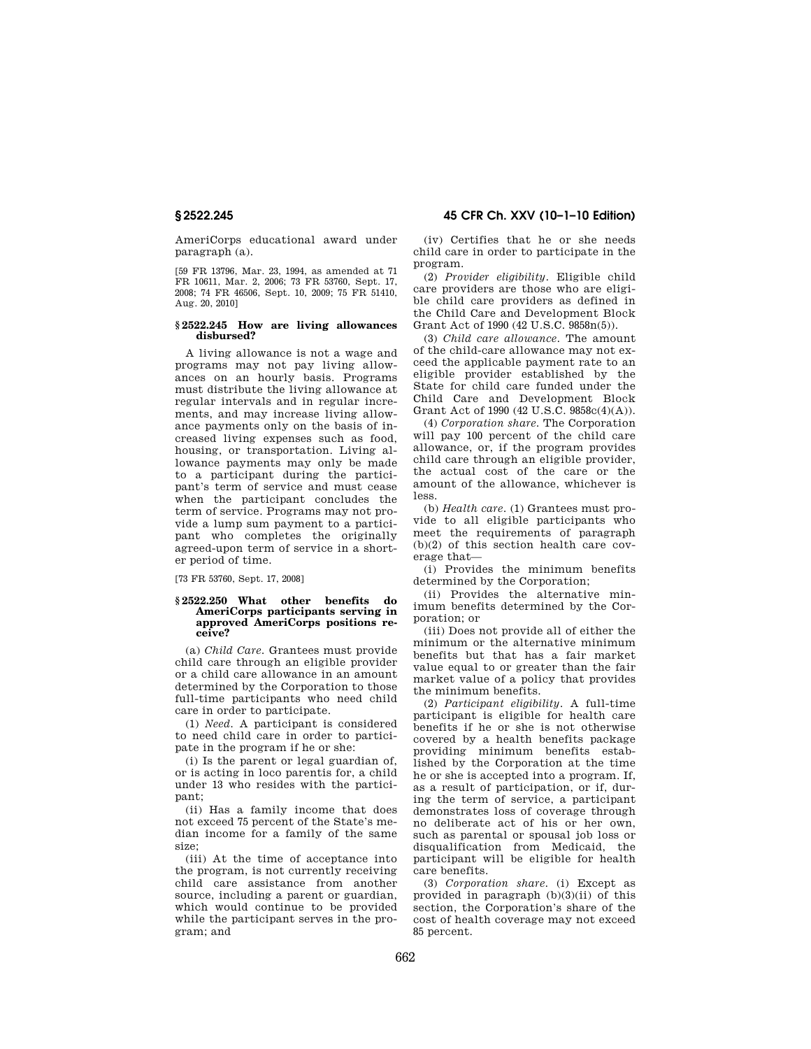AmeriCorps educational award under paragraph (a).

[59 FR 13796, Mar. 23, 1994, as amended at 71 FR 10611, Mar. 2, 2006; 73 FR 53760, Sept. 17, 2008; 74 FR 46506, Sept. 10, 2009; 75 FR 51410, Aug. 20, 2010]

### § 2522.245 How are living allowances disbursed?

A living allowance is not a wage and programs may not pay living allowances on an hourly basis. Programs must distribute the living allowance at regular intervals and in regular increments, and may increase living allowance payments only on the basis of increased living expenses such as food, housing, or transportation. Living allowance payments may only be made to a participant during the participant's term of service and must cease when the participant concludes the term of service. Programs may not provide a lump sum payment to a participant who completes the originally agreed-upon term of service in a shorter period of time.

[73 FR 53760, Sept. 17, 2008]

### § 2522.250 What other benefits do AmeriCorps participants serving in approved AmeriCorps positions receive?

(a) *Child Care.* Grantees must provide child care through an eligible provider or a child care allowance in an amount determined by the Corporation to those full-time participants who need child care in order to participate.

(1) *Need.* A participant is considered to need child care in order to participate in the program if he or she:

(i) Is the parent or legal guardian of, or is acting in loco parentis for, a child under 13 who resides with the participant;

(ii) Has a family income that does not exceed 75 percent of the State's median income for a family of the same size;

(iii) At the time of acceptance into the program, is not currently receiving child care assistance from another source, including a parent or guardian, which would continue to be provided while the participant serves in the program; and

(iv) Certifies that he or she needs child care in order to participate in the program.

(2) *Provider eligibility.* Eligible child care providers are those who are eligible child care providers as defined in the Child Care and Development Block Grant Act of 1990 (42 U.S.C. 9858n(5)).

(3) *Child care allowance.* The amount of the child-care allowance may not exceed the applicable payment rate to an eligible provider established by the State for child care funded under the Child Care and Development Block Grant Act of 1990 (42 U.S.C. 9858c(4)(A)).

(4) *Corporation share.* The Corporation will pay 100 percent of the child care allowance, or, if the program provides child care through an eligible provider, the actual cost of the care or the amount of the allowance, whichever is less.

(b) *Health care.* (1) Grantees must provide to all eligible participants who meet the requirements of paragraph (b)(2) of this section health care coverage that—

(i) Provides the minimum benefits determined by the Corporation;

(ii) Provides the alternative minimum benefits determined by the Corporation; or

(iii) Does not provide all of either the minimum or the alternative minimum benefits but that has a fair market value equal to or greater than the fair market value of a policy that provides the minimum benefits.

(2) *Participant eligibility.* A full-time participant is eligible for health care benefits if he or she is not otherwise covered by a health benefits package providing minimum benefits established by the Corporation at the time he or she is accepted into a program. If, as a result of participation, or if, during the term of service, a participant demonstrates loss of coverage through no deliberate act of his or her own, such as parental or spousal job loss or disqualification from Medicaid, the participant will be eligible for health care benefits.

(3) *Corporation share.* (i) Except as provided in paragraph (b)(3)(ii) of this section, the Corporation's share of the cost of health coverage may not exceed 85 percent.